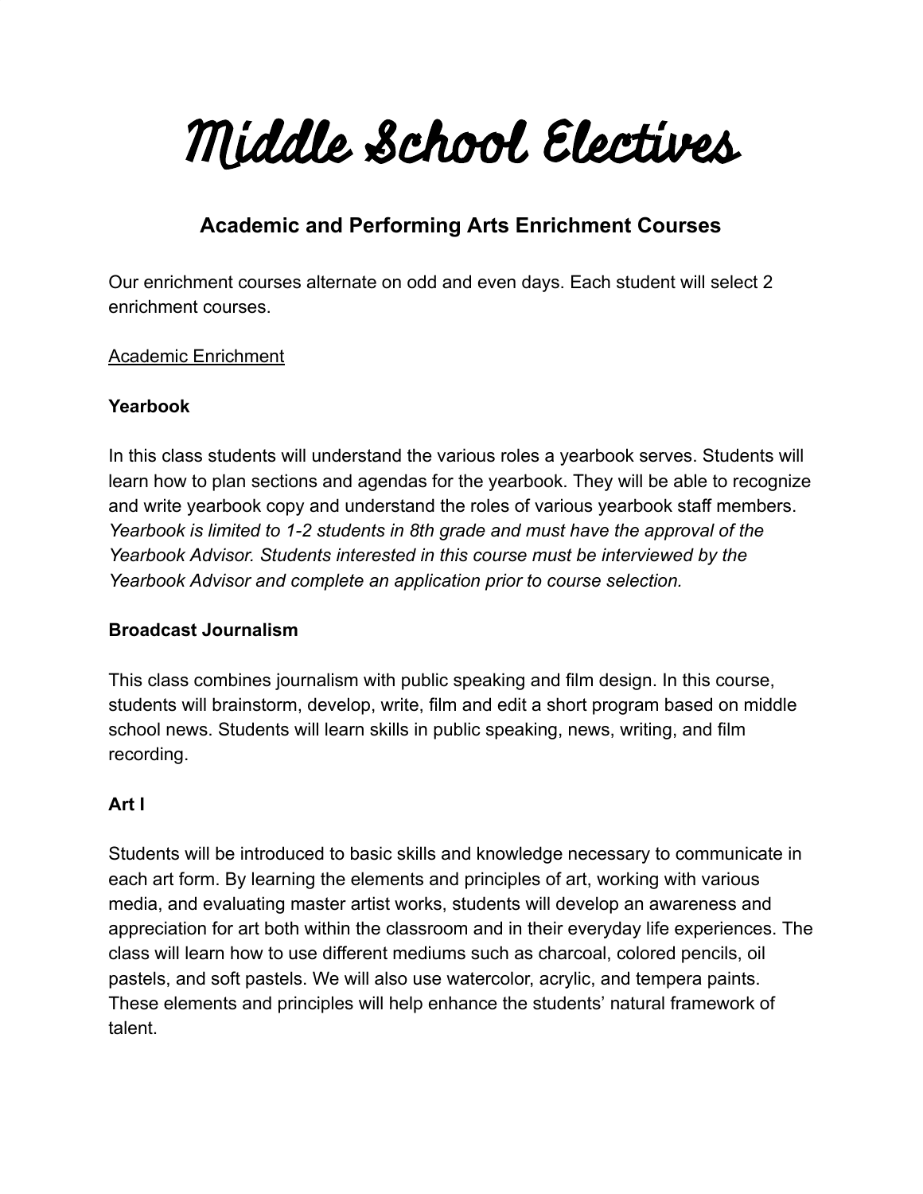# Middle School Electives

## Academic and Performing Arts Enrichment Courses

Our enrichment courses alternate on odd and even days. Each student will select 2 enrichment courses.

<u>Academic Enrichment</u>

### Yearbook

In this class students will understand the various roles a yearbook serves. Students will learn how to plan sections and agendas for the yearbook. They will be able to recognize and write yearbook copy and understand the roles of various yearbook staff members. *Yearbook is limited to 1-2 students in 8th grade and must have the approval of the Yearbook Advisor. Students interested in this course must be interviewed by the Yearbook Advisor and complete an application prior to course selection.*

### Broadcast Journalism

This class combines journalism with public speaking and film design. In this course, students will brainstorm, develop, write, film and edit a short program based on middle school news. Students will learn skills in public speaking, news, writing, and film recording.

### Art I

Students will be introduced to basic skills and knowledge necessary to communicate in each art form. By learning the elements and principles of art, working with various media, and evaluating master artist works, students will develop an awareness and appreciation for art both within the classroom and in their everyday life experiences. The class will learn how to use different mediums such as charcoal, colored pencils, oil pastels, and soft pastels. We will also use watercolor, acrylic, and tempera paints. These elements and principles will help enhance the students' natural framework of talent.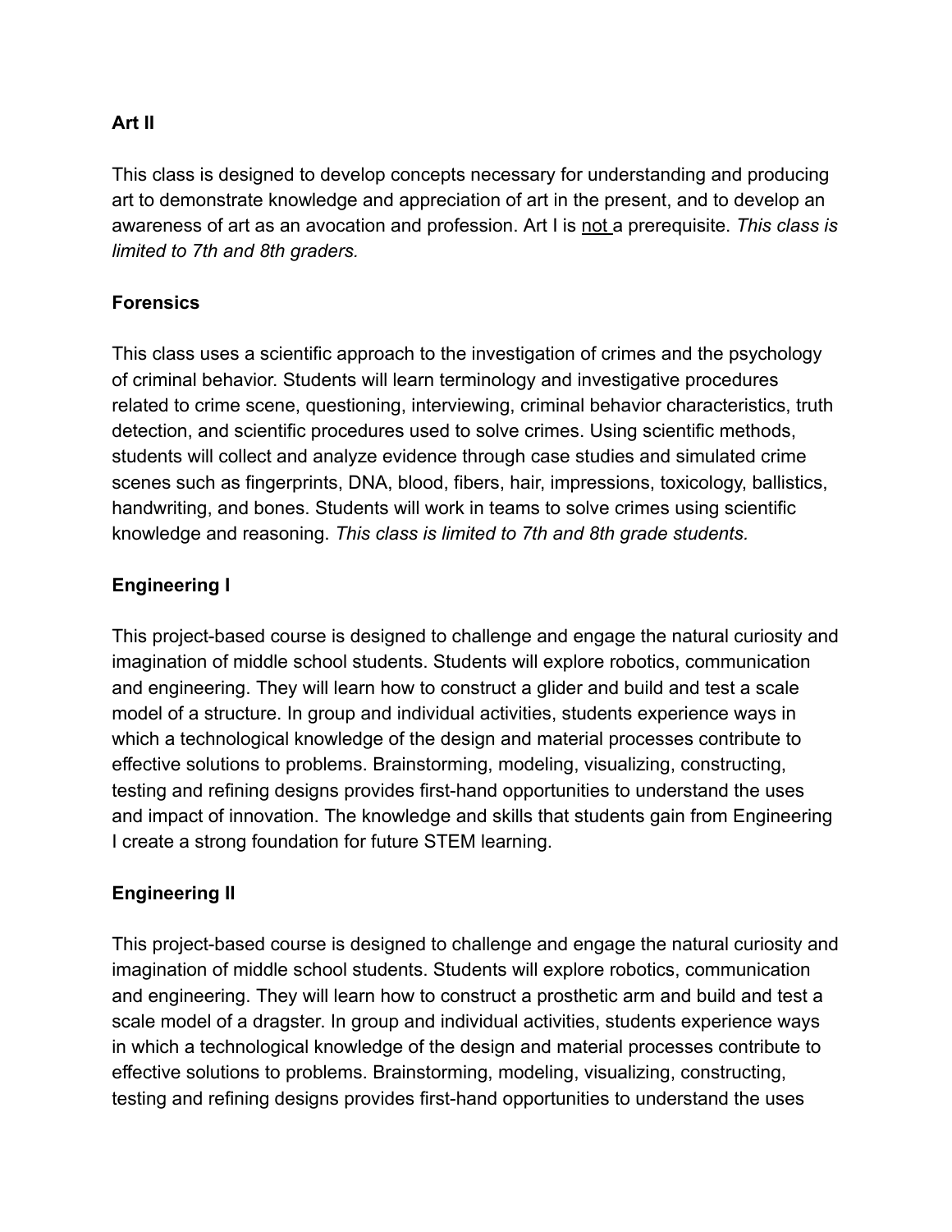**Art II**

This class is designed to develop concepts necessary for understanding and producing art to demonstrate knowledge and appreciation of art in the present, and to develop an awareness of art as an avocation and profession. Art I is <u>not</u> a prerequisite. *This class is limited to 7th and 8th graders.*

**Forensics**

This class uses a scientific approach to the investigation of crimes and the psychology of criminal behavior. Students will learn terminology and investigative procedures related to crime scene, questioning, interviewing, criminal behavior characteristics, truth detection, and scientific procedures used to solve crimes. Using scientific methods, students will collect and analyze evidence through case studies and simulated crime scenes such as fingerprints, DNA, blood, fibers, hair, impressions, toxicology, ballistics, handwriting, and bones. Students will work in teams to solve crimes using scientific knowledge and reasoning. *This class is limited to 7th and 8th grade students.*

**Engineering I**

This project-based course is designed to challenge and engage the natural curiosity and imagination of middle school students. Students will explore robotics, communication and engineering. They will learn how to construct a glider and build and test a scale model of a structure. In group and individual activities, students experience ways in which a technological knowledge of the design and material processes contribute to effective solutions to problems. Brainstorming, modeling, visualizing, constructing, testing and refining designs provides first-hand opportunities to understand the uses and impact of innovation. The knowledge and skills that students gain from Engineering I create a strong foundation for future STEM learning.

**Engineering II**

This project-based course is designed to challenge and engage the natural curiosity and imagination of middle school students. Students will explore robotics, communication and engineering. They will learn how to construct a prosthetic arm and build and test a scale model of a dragster. In group and individual activities, students experience ways in which a technological knowledge of the design and material processes contribute to effective solutions to problems. Brainstorming, modeling, visualizing, constructing, testing and refining designs provides first-hand opportunities to understand the uses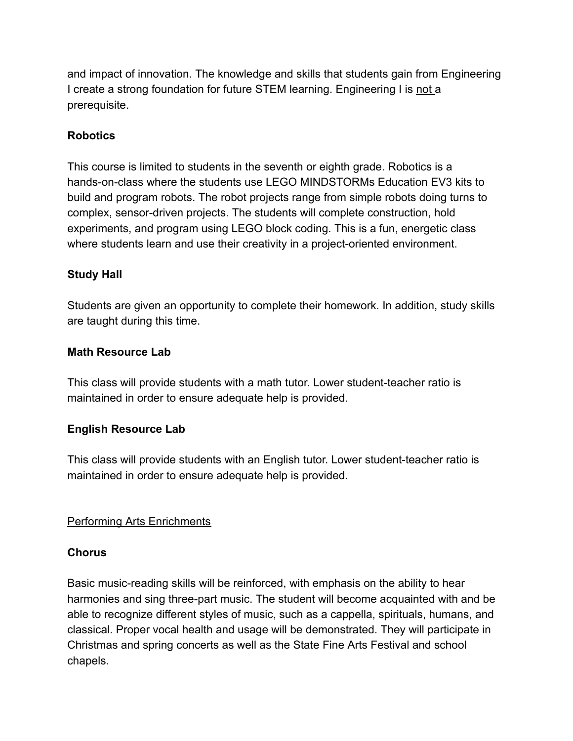and impact of innovation. The knowledge and skills that students gain from Engineering I create a strong foundation for future STEM learning. Engineering I is <u>not</u> a prerequisite.

**Robotics**

This course is limited to students in the seventh or eighth grade. Robotics is a hands-on-class where the students use LEGO MINDSTORMs Education EV3 kits to build and program robots. The robot projects range from simple robots doing turns to complex, sensor-driven projects. The students will complete construction, hold experiments, and program using LEGO block coding. This is a fun, energetic class where students learn and use their creativity in a project-oriented environment.

**Study Hall**

Students are given an opportunity to complete their homework. In addition, study skills are taught during this time.

**Math Resource Lab**

This class will provide students with a math tutor. Lower student-teacher ratio is maintained in order to ensure adequate help is provided.

**English Resource Lab**

This class will provide students with an English tutor. Lower student-teacher ratio is maintained in order to ensure adequate help is provided.

<u>Performing Arts Enrichments</u>

**Chorus**

Basic music-reading skills will be reinforced, with emphasis on the ability to hear harmonies and sing three-part music. The student will become acquainted with and be able to recognize different styles of music, such as a cappella, spirituals, humans, and classical. Proper vocal health and usage will be demonstrated. They will participate in Christmas and spring concerts as well as the State Fine Arts Festival and school chapels.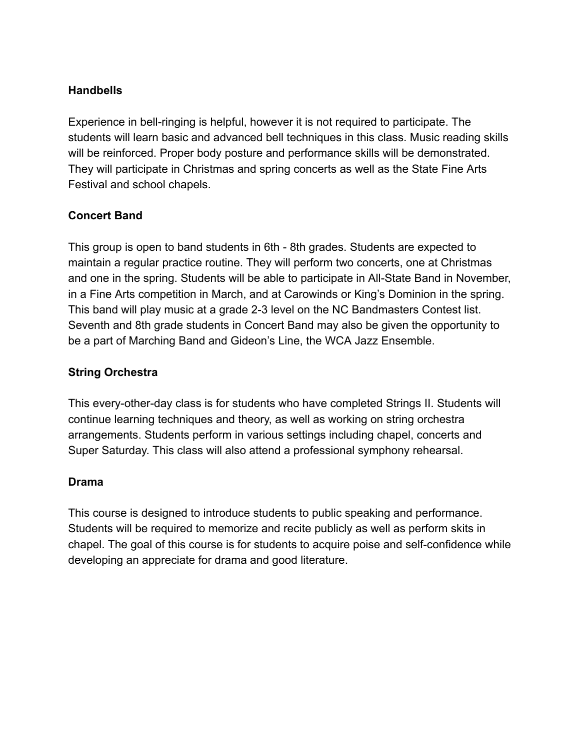**Handbells**

Experience in bell-ringing is helpful, however it is not required to participate. The students will learn basic and advanced bell techniques in this class. Music reading skills will be reinforced. Proper body posture and performance skills will be demonstrated. They will participate in Christmas and spring concerts as well as the State Fine Arts Festival and school chapels.

**Concert Band**

This group is open to band students in 6th - 8th grades. Students are expected to maintain a regular practice routine. They will perform two concerts, one at Christmas and one in the spring. Students will be able to participate in All-State Band in November, in a Fine Arts competition in March, and at Carowinds or King's Dominion in the spring. This band will play music at a grade 2-3 level on the NC Bandmasters Contest list. Seventh and 8th grade students in Concert Band may also be given the opportunity to be a part of Marching Band and Gideon's Line, the WCA Jazz Ensemble.

**String Orchestra**

This every-other-day class is for students who have completed Strings II. Students will continue learning techniques and theory, as well as working on string orchestra arrangements. Students perform in various settings including chapel, concerts and Super Saturday. This class will also attend a professional symphony rehearsal.

**Drama**

This course is designed to introduce students to public speaking and performance. Students will be required to memorize and recite publicly as well as perform skits in chapel. The goal of this course is for students to acquire poise and self-confidence while developing an appreciate for drama and good literature.